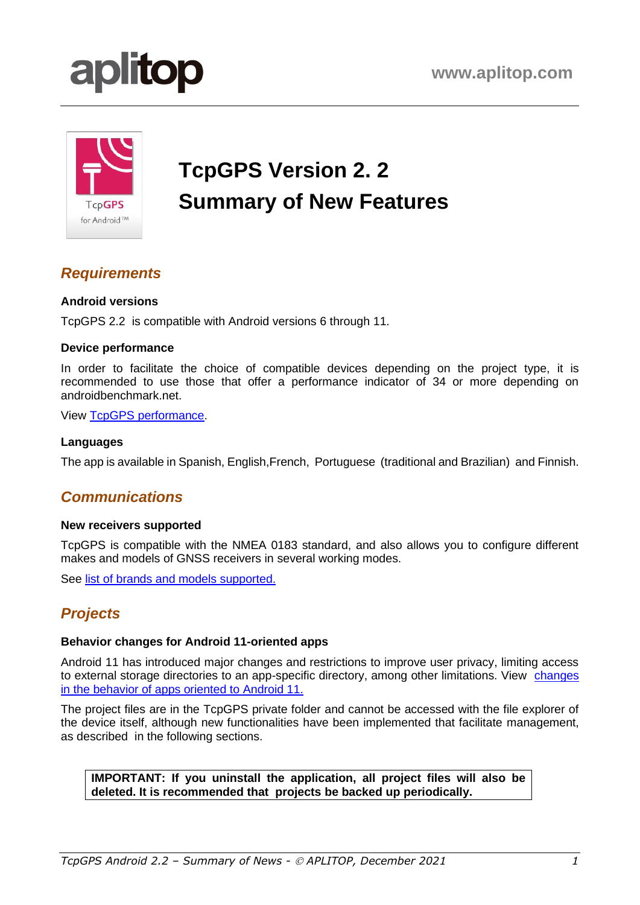aplitop

www.aplitop.com

# TcpGPS Version 2. 2
# Summary of New Features

## *Requirements*

### Android versions

TcpGPS 2.2 is compatible with Android versions 6 through 11.

### Device performance

In order to facilitate the choice of compatible devices depending on the project type, it is recommended to use those that offer a performance indicator of 34 or more depending on androidbenchmark.net.

View [TcpGPS performance](#).

### Languages

The app is available in Spanish, English,French, Portuguese (traditional and Brazilian) and Finnish.

## *Communications*

### New receivers supported

TcpGPS is compatible with the NMEA 0183 standard, and also allows you to configure different makes and models of GNSS receivers in several working modes.

See [list of brands and models supported.](#)

## *Projects*

### Behavior changes for Android 11-oriented apps

Android 11 has introduced major changes and restrictions to improve user privacy, limiting access to external storage directories to an app-specific directory, among other limitations. View [changes in the behavior of apps oriented to Android 11.](#)

The project files are in the TcpGPS private folder and cannot be accessed with the file explorer of the device itself, although new functionalities have been implemented that facilitate management, as described in the following sections.

> **IMPORTANT: If you uninstall the application, all project files will also be deleted. It is recommended that projects be backed up periodically.**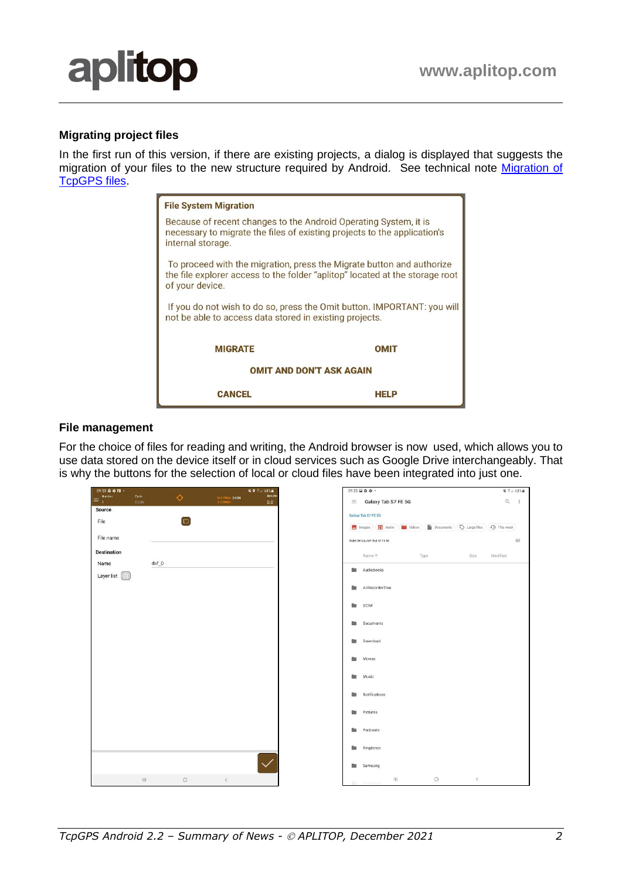## Migrating project files

In the first run of this version, if there are existing projects, a dialog is displayed that suggests the migration of your files to the new structure required by Android. See technical note Migration of TcpGPS files.

**File System Migration**

Because of recent changes to the Android Operating System, it is necessary to migrate the files of existing projects to the application's internal storage.

To proceed with the migration, press the Migrate button and authorize the file explorer access to the folder "aplitop" located at the storage root of your device.

If you do not wish to do so, press the Omit button. IMPORTANT: you will not be able to access data stored in existing projects.

MIGRATE OMIT

OMIT AND DON'T ASK AGAIN

CANCEL HELP

## File management

For the choice of files for reading and writing, the Android browser is now used, which allows you to use data stored on the device itself or in cloud services such as Google Drive interchangeably. That is why the buttons for the selection of local or cloud files have been integrated into just one.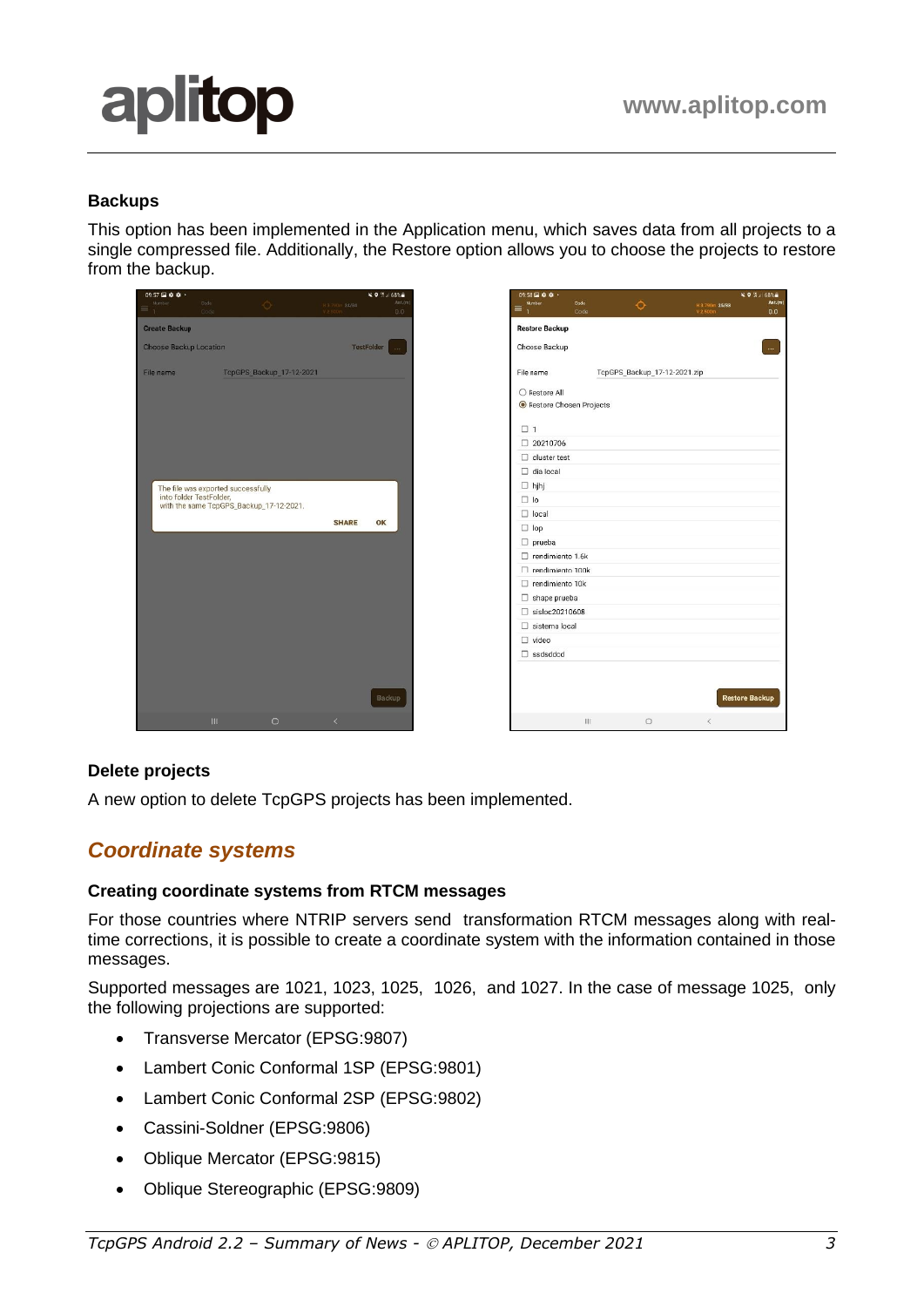### Backups

This option has been implemented in the Application menu, which saves data from all projects to a single compressed file. Additionally, the Restore option allows you to choose the projects to restore from the backup.

### Delete projects

A new option to delete TcpGPS projects has been implemented.

## *Coordinate systems*

### Creating coordinate systems from RTCM messages

For those countries where NTRIP servers send transformation RTCM messages along with real-time corrections, it is possible to create a coordinate system with the information contained in those messages.

Supported messages are 1021, 1023, 1025, 1026, and 1027. In the case of message 1025, only the following projections are supported:

- Transverse Mercator (EPSG:9807)
- Lambert Conic Conformal 1SP (EPSG:9801)
- Lambert Conic Conformal 2SP (EPSG:9802)
- Cassini-Soldner (EPSG:9806)
- Oblique Mercator (EPSG:9815)
- Oblique Stereographic (EPSG:9809)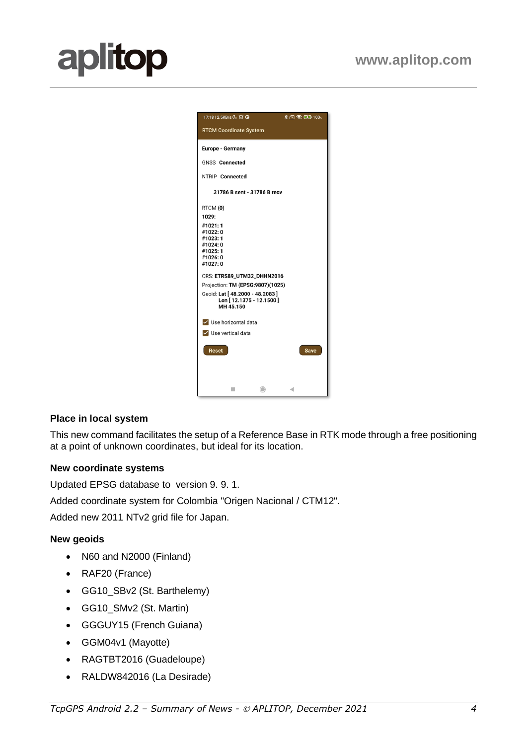### Place in local system

This new command facilitates the setup of a Reference Base in RTK mode through a free positioning at a point of unknown coordinates, but ideal for its location.

### New coordinate systems

Updated EPSG database to version 9. 9. 1.

Added coordinate system for Colombia "Origen Nacional / CTM12".

Added new 2011 NTv2 grid file for Japan.

### New geoids

- N60 and N2000 (Finland)
- RAF20 (France)
- GG10_SBv2 (St. Barthelemy)
- GG10_SMv2 (St. Martin)
- GGGUY15 (French Guiana)
- GGM04v1 (Mayotte)
- RAGTBT2016 (Guadeloupe)
- RALDW842016 (La Desirade)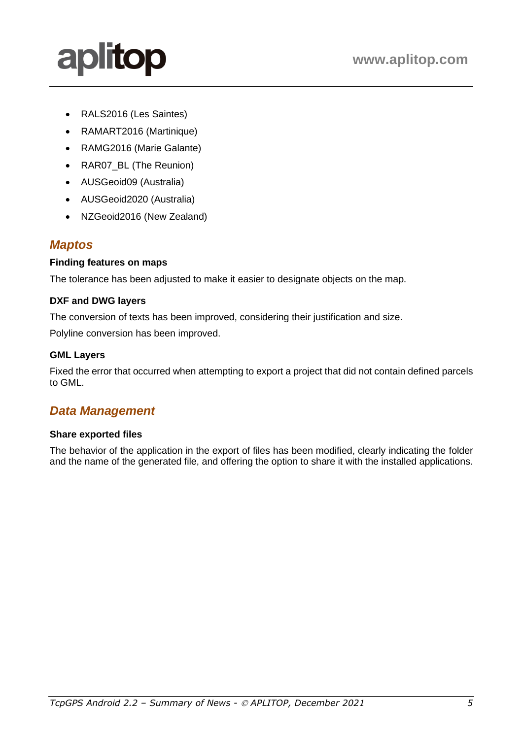- RALS2016 (Les Saintes)
- RAMART2016 (Martinique)
- RAMG2016 (Marie Galante)
- RAR07_BL (The Reunion)
- AUSGeoid09 (Australia)
- AUSGeoid2020 (Australia)
- NZGeoid2016 (New Zealand)

## *Maptos*

**Finding features on maps**

The tolerance has been adjusted to make it easier to designate objects on the map.

**DXF and DWG layers**

The conversion of texts has been improved, considering their justification and size.

Polyline conversion has been improved.

**GML Layers**

Fixed the error that occurred when attempting to export a project that did not contain defined parcels to GML.

## *Data Management*

**Share exported files**

The behavior of the application in the export of files has been modified, clearly indicating the folder and the name of the generated file, and offering the option to share it with the installed applications.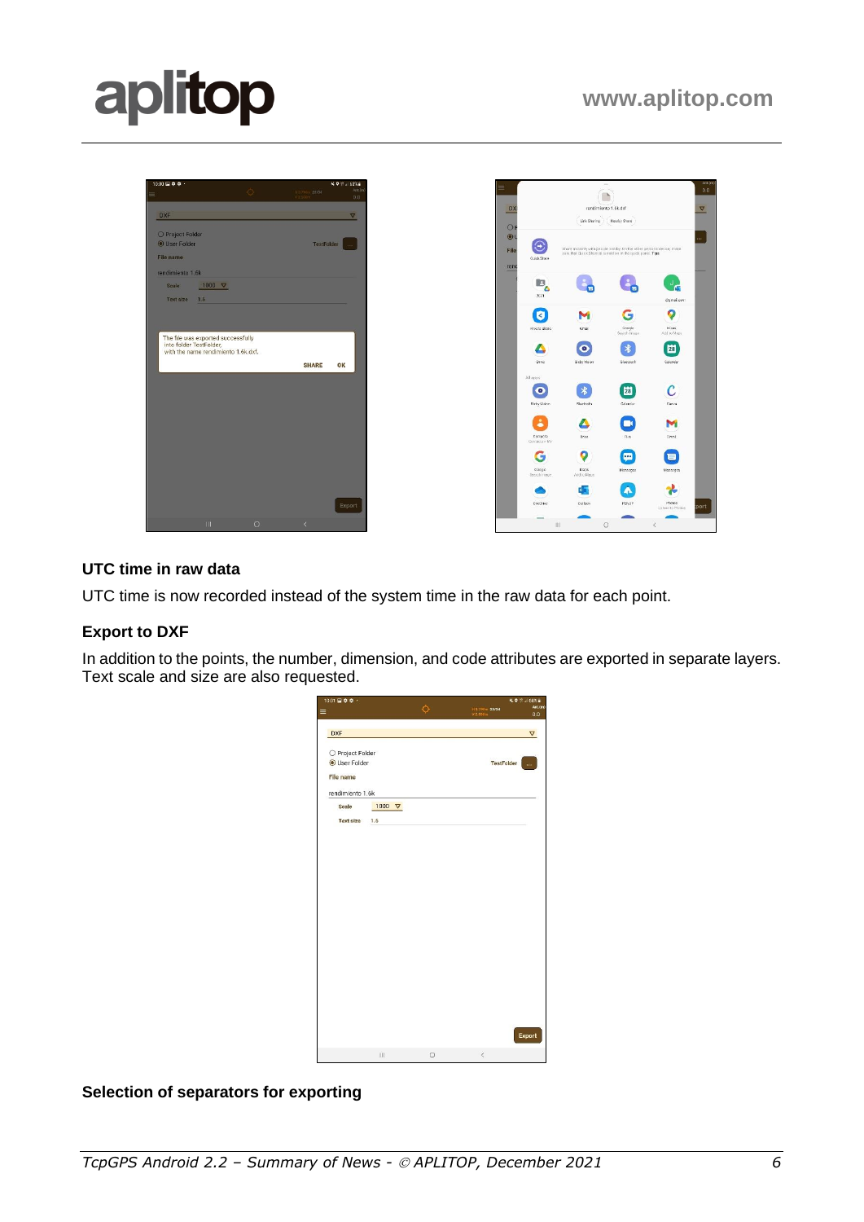## UTC time in raw data

UTC time is now recorded instead of the system time in the raw data for each point.

## Export to DXF

In addition to the points, the number, dimension, and code attributes are exported in separate layers. Text scale and size are also requested.

## Selection of separators for exporting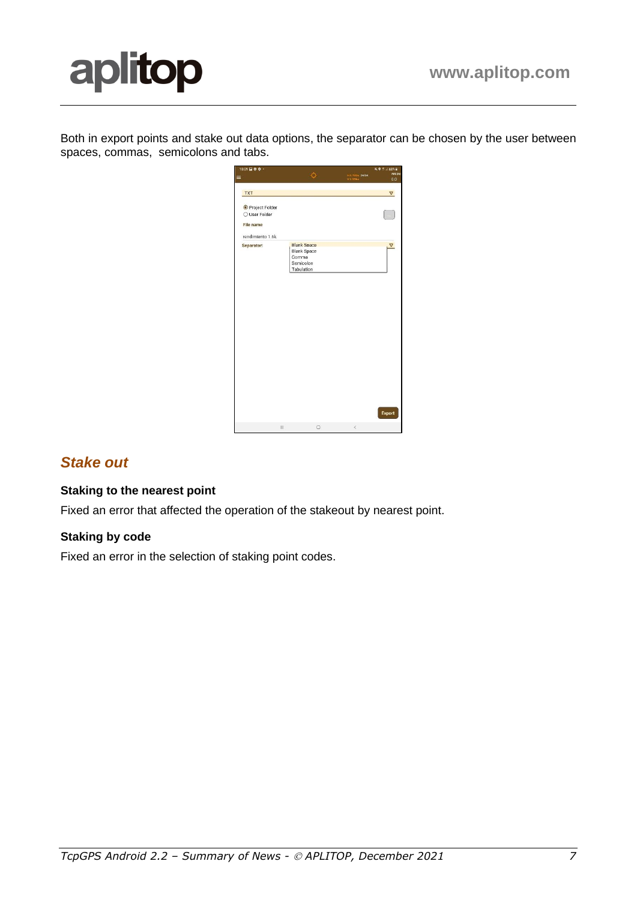Both in export points and stake out data options, the separator can be chosen by the user between spaces, commas, semicolons and tabs.

## *Stake out*

### Staking to the nearest point

Fixed an error that affected the operation of the stakeout by nearest point.

### Staking by code

Fixed an error in the selection of staking point codes.